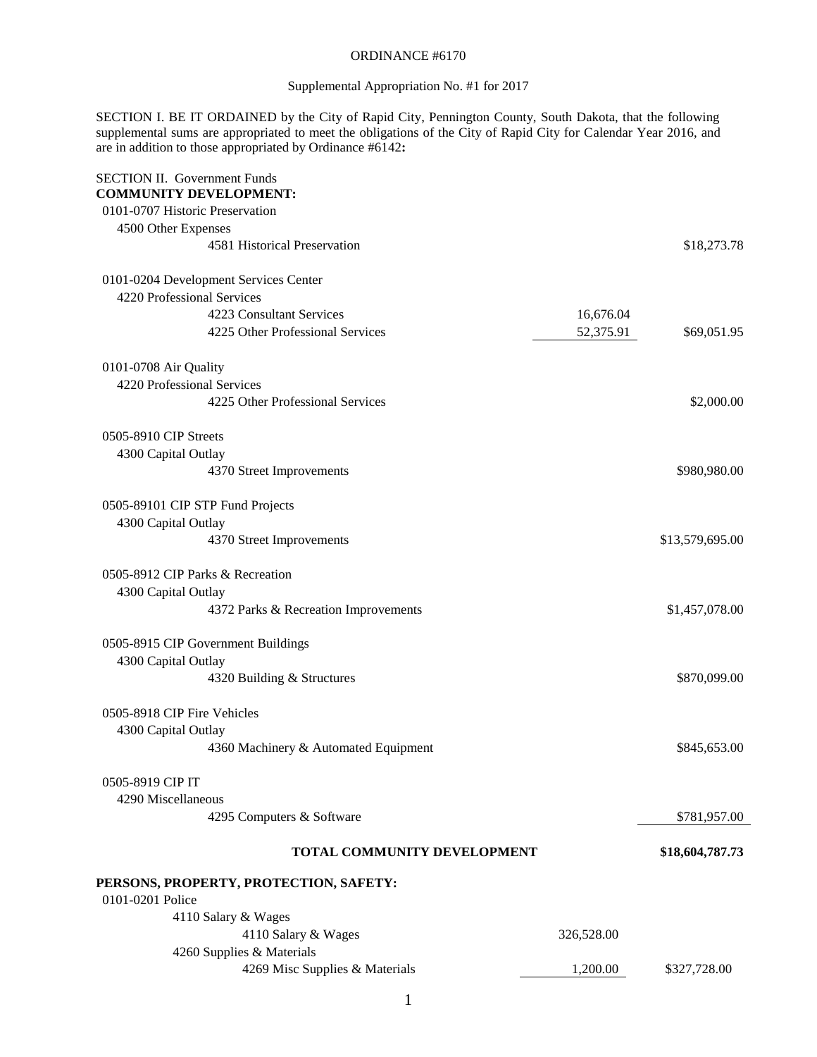ORDINANCE #6170

Supplemental Appropriation No. #1 for 2017

SECTION I. BE IT ORDAINED by the City of Rapid City, Pennington County, South Dakota, that the following supplemental sums are appropriated to meet the obligations of the City of Rapid City for Calendar Year 2016, and are in addition to those appropriated by Ordinance #6142**:**

SECTION II. Government Funds

**COMMUNITY DEVELOPMENT:**

| | | |
|---|---|---|
| 0101-0707 Historic Preservation | | |
| 4500 Other Expenses | | |
| 4581 Historical Preservation | | $18,273.78 |
| 0101-0204 Development Services Center | | |
| 4220 Professional Services | | |
| 4223 Consultant Services | 16,676.04 | |
| 4225 Other Professional Services | 52,375.91 | $69,051.95 |
| 0101-0708 Air Quality | | |
| 4220 Professional Services | | |
| 4225 Other Professional Services | | $2,000.00 |
| 0505-8910 CIP Streets | | |
| 4300 Capital Outlay | | |
| 4370 Street Improvements | | $980,980.00 |
| 0505-89101 CIP STP Fund Projects | | |
| 4300 Capital Outlay | | |
| 4370 Street Improvements | | $13,579,695.00 |
| 0505-8912 CIP Parks & Recreation | | |
| 4300 Capital Outlay | | |
| 4372 Parks & Recreation Improvements | | $1,457,078.00 |
| 0505-8915 CIP Government Buildings | | |
| 4300 Capital Outlay | | |
| 4320 Building & Structures | | $870,099.00 |
| 0505-8918 CIP Fire Vehicles | | |
| 4300 Capital Outlay | | |
| 4360 Machinery & Automated Equipment | | $845,653.00 |
| 0505-8919 CIP IT | | |
| 4290 Miscellaneous | | |
| 4295 Computers & Software | | $781,957.00 |
| **TOTAL COMMUNITY DEVELOPMENT** | | **$18,604,787.73** |

**PERSONS, PROPERTY, PROTECTION, SAFETY:**

| | | |
|---|---|---|
| 0101-0201 Police | | |
| 4110 Salary & Wages | | |
| 4110 Salary & Wages | 326,528.00 | |
| 4260 Supplies & Materials | | |
| 4269 Misc Supplies & Materials | 1,200.00 | $327,728.00 |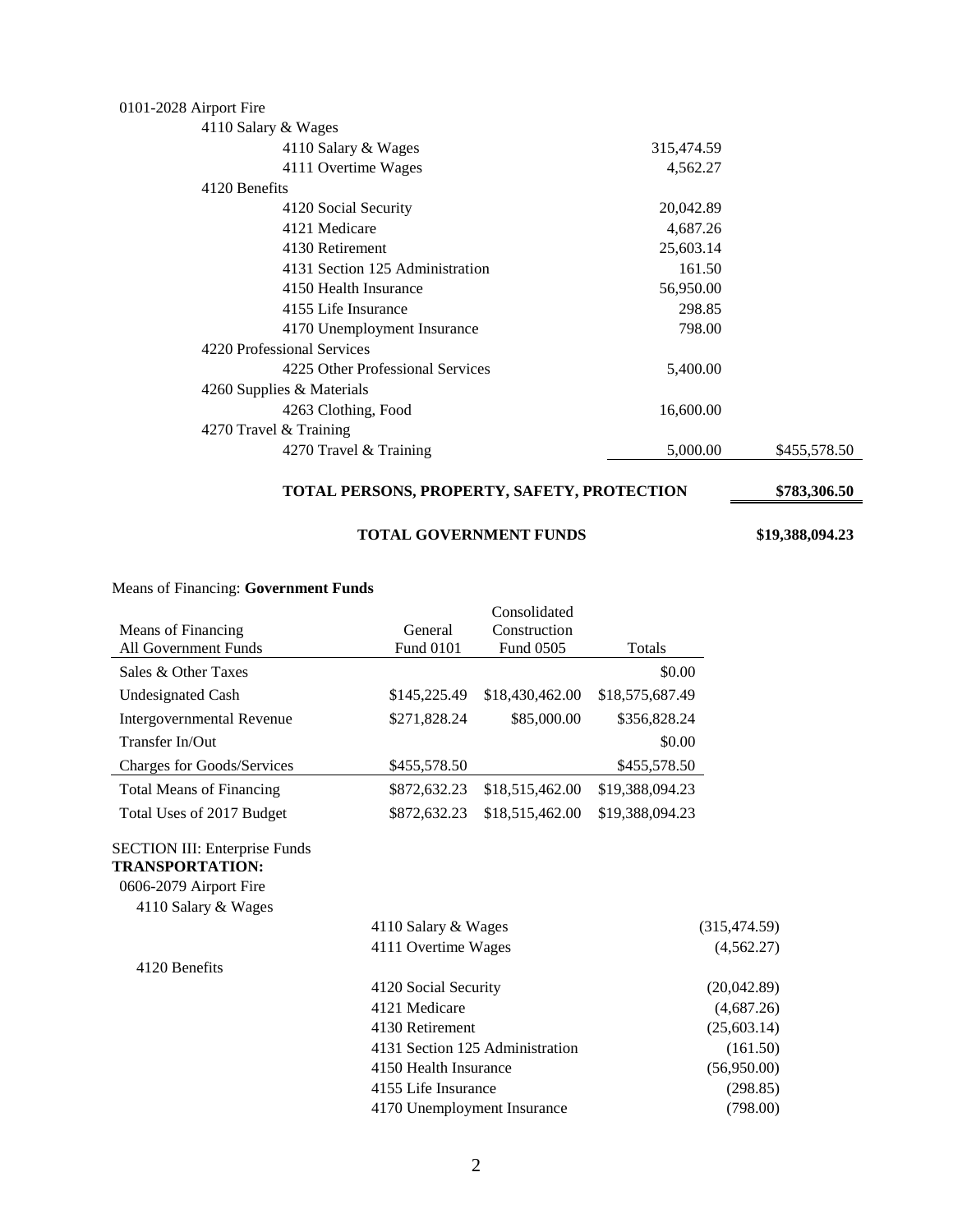0101-2028 Airport Fire

| | | | |
|---|---|---|---|
| 4110 Salary & Wages | | | |
| | 4110 Salary & Wages | 315,474.59 | |
| | 4111 Overtime Wages | 4,562.27 | |
| 4120 Benefits | | | |
| | 4120 Social Security | 20,042.89 | |
| | 4121 Medicare | 4,687.26 | |
| | 4130 Retirement | 25,603.14 | |
| | 4131 Section 125 Administration | 161.50 | |
| | 4150 Health Insurance | 56,950.00 | |
| | 4155 Life Insurance | 298.85 | |
| | 4170 Unemployment Insurance | 798.00 | |
| 4220 Professional Services | | | |
| | 4225 Other Professional Services | 5,400.00 | |
| 4260 Supplies & Materials | | | |
| | 4263 Clothing, Food | 16,600.00 | |
| 4270 Travel & Training | | | |
| | 4270 Travel & Training | 5,000.00 | $455,578.50 |

**TOTAL PERSONS, PROPERTY, SAFETY, PROTECTION** **$783,306.50**

**TOTAL GOVERNMENT FUNDS** **$19,388,094.23**

Means of Financing: **Government Funds**

| Means of Financing All Government Funds | General Fund 0101 | Consolidated Construction Fund 0505 | Totals |
|---|---|---|---|
| Sales & Other Taxes | | | $0.00 |
| Undesignated Cash | $145,225.49 | $18,430,462.00 | $18,575,687.49 |
| Intergovernmental Revenue | $271,828.24 | $85,000.00 | $356,828.24 |
| Transfer In/Out | | | $0.00 |
| Charges for Goods/Services | $455,578.50 | | $455,578.50 |
| Total Means of Financing | $872,632.23 | $18,515,462.00 | $19,388,094.23 |
| Total Uses of 2017 Budget | $872,632.23 | $18,515,462.00 | $19,388,094.23 |

SECTION III: Enterprise Funds

**TRANSPORTATION:**

0606-2079 Airport Fire

| | | |
|---|---|---|
| 4110 Salary & Wages | | |
| | 4110 Salary & Wages | (315,474.59) |
| | 4111 Overtime Wages | (4,562.27) |
| 4120 Benefits | | |
| | 4120 Social Security | (20,042.89) |
| | 4121 Medicare | (4,687.26) |
| | 4130 Retirement | (25,603.14) |
| | 4131 Section 125 Administration | (161.50) |
| | 4150 Health Insurance | (56,950.00) |
| | 4155 Life Insurance | (298.85) |
| | 4170 Unemployment Insurance | (798.00) |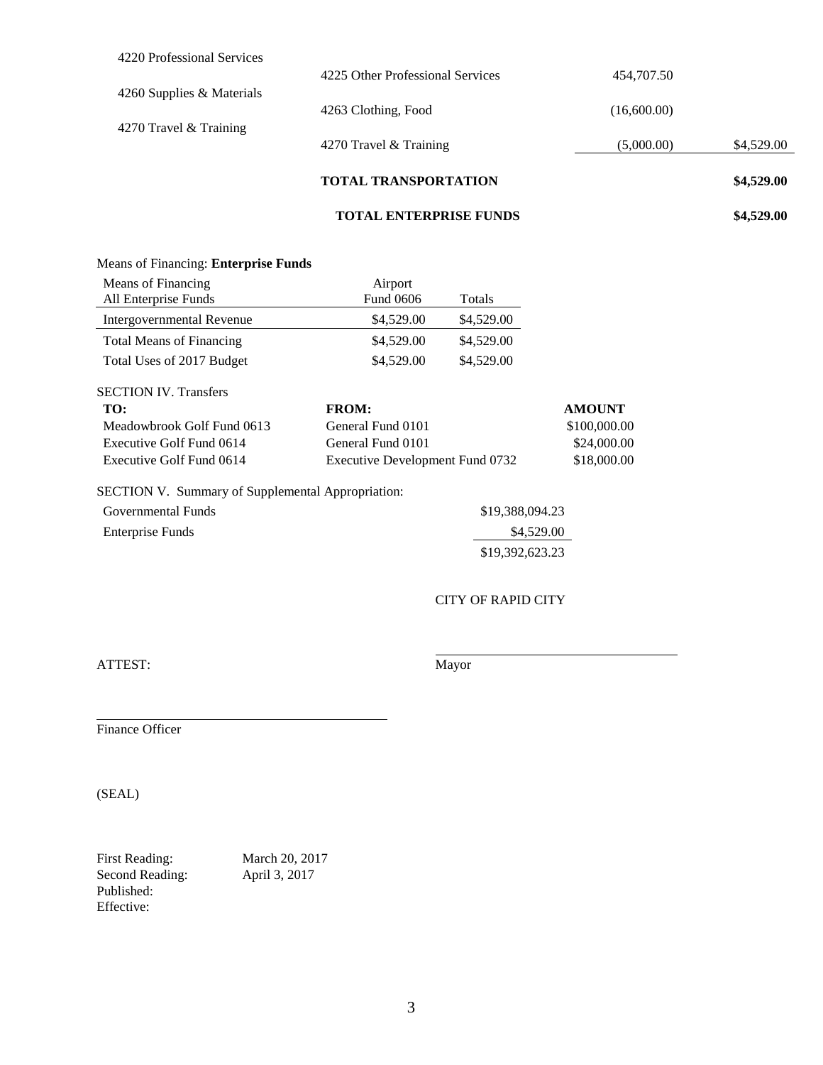| | | | |
|---|---|---|---|
| 4220 Professional Services | | | |
| | 4225 Other Professional Services | 454,707.50 | |
| 4260 Supplies & Materials | | | |
| | 4263 Clothing, Food | (16,600.00) | |
| 4270 Travel & Training | | | |
| | 4270 Travel & Training | (5,000.00) | $4,529.00 |
| | **TOTAL TRANSPORTATION** | | **$4,529.00** |
| | **TOTAL ENTERPRISE FUNDS** | | **$4,529.00** |

Means of Financing: **Enterprise Funds**

| Means of Financing<br>All Enterprise Funds | Airport<br>Fund 0606 | Totals |
|---|---|---|
| Intergovernmental Revenue | $4,529.00 | $4,529.00 |
| Total Means of Financing | $4,529.00 | $4,529.00 |
| Total Uses of 2017 Budget | $4,529.00 | $4,529.00 |

SECTION IV. Transfers

| **TO:** | **FROM:** | **AMOUNT** |
|---|---|---|
| Meadowbrook Golf Fund 0613 | General Fund 0101 | $100,000.00 |
| Executive Golf Fund 0614 | General Fund 0101 | $24,000.00 |
| Executive Golf Fund 0614 | Executive Development Fund 0732 | $18,000.00 |

SECTION V. Summary of Supplemental Appropriation:

| | |
|---|---|
| Governmental Funds | $19,388,094.23 |
| Enterprise Funds | $4,529.00 |
| | $19,392,623.23 |

CITY OF RAPID CITY

ATTEST:

Mayor

Finance Officer

(SEAL)

First Reading: March 20, 2017
Second Reading: April 3, 2017
Published:
Effective: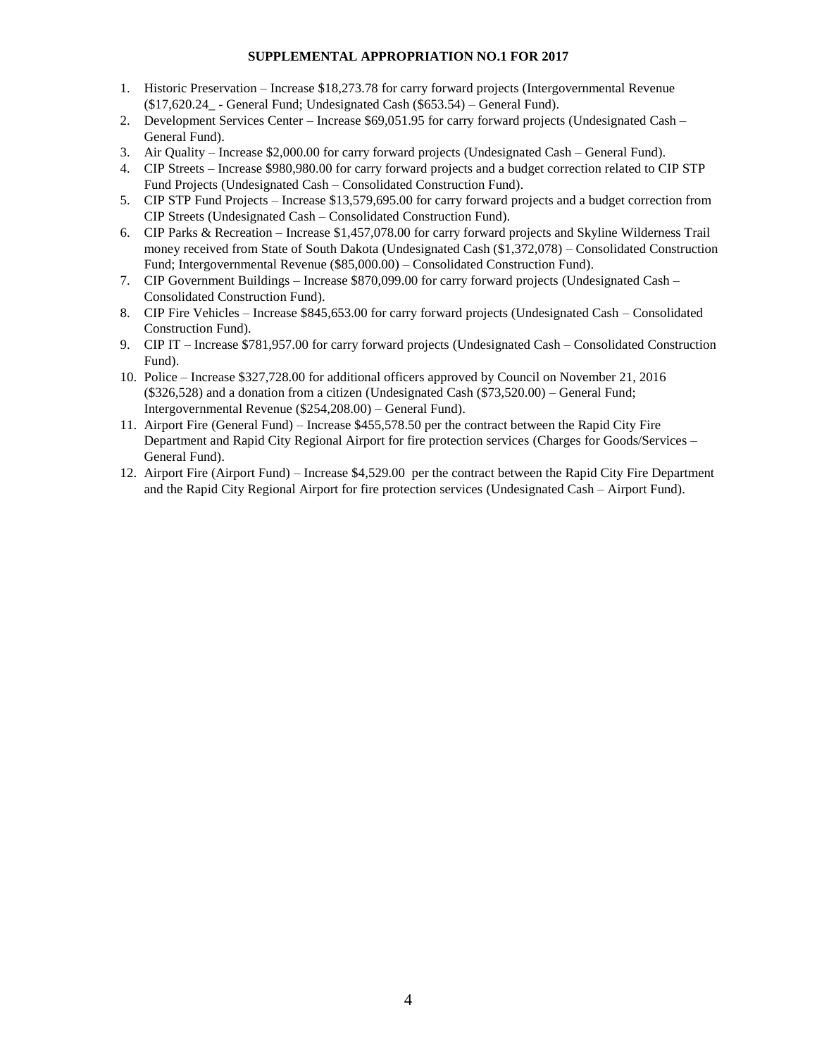**SUPPLEMENTAL APPROPRIATION NO.1 FOR 2017**

1. Historic Preservation – Increase $18,273.78 for carry forward projects (Intergovernmental Revenue ($17,620.24_ - General Fund; Undesignated Cash ($653.54) – General Fund).
2. Development Services Center – Increase $69,051.95 for carry forward projects (Undesignated Cash – General Fund).
3. Air Quality – Increase $2,000.00 for carry forward projects (Undesignated Cash – General Fund).
4. CIP Streets – Increase $980,980.00 for carry forward projects and a budget correction related to CIP STP Fund Projects (Undesignated Cash – Consolidated Construction Fund).
5. CIP STP Fund Projects – Increase $13,579,695.00 for carry forward projects and a budget correction from CIP Streets (Undesignated Cash – Consolidated Construction Fund).
6. CIP Parks & Recreation – Increase $1,457,078.00 for carry forward projects and Skyline Wilderness Trail money received from State of South Dakota (Undesignated Cash ($1,372,078) – Consolidated Construction Fund; Intergovernmental Revenue ($85,000.00) – Consolidated Construction Fund).
7. CIP Government Buildings – Increase $870,099.00 for carry forward projects (Undesignated Cash – Consolidated Construction Fund).
8. CIP Fire Vehicles – Increase $845,653.00 for carry forward projects (Undesignated Cash – Consolidated Construction Fund).
9. CIP IT – Increase $781,957.00 for carry forward projects (Undesignated Cash – Consolidated Construction Fund).
10. Police – Increase $327,728.00 for additional officers approved by Council on November 21, 2016 ($326,528) and a donation from a citizen (Undesignated Cash ($73,520.00) – General Fund; Intergovernmental Revenue ($254,208.00) – General Fund).
11. Airport Fire (General Fund) – Increase $455,578.50 per the contract between the Rapid City Fire Department and Rapid City Regional Airport for fire protection services (Charges for Goods/Services – General Fund).
12. Airport Fire (Airport Fund) – Increase $4,529.00 per the contract between the Rapid City Fire Department and the Rapid City Regional Airport for fire protection services (Undesignated Cash – Airport Fund).